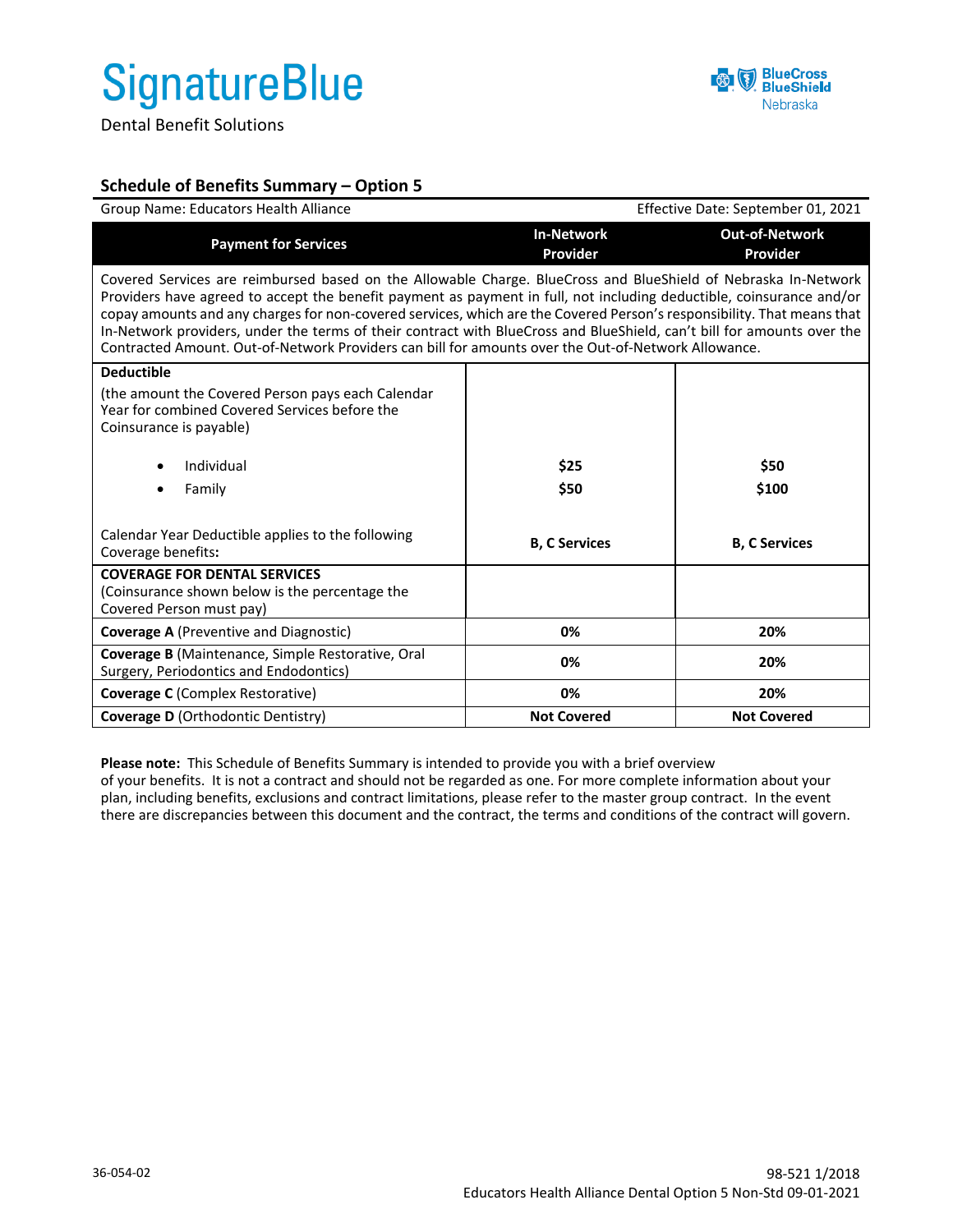# SignatureBlue

Dental Benefit Solutions

BlueCross BlueShield Nebraska

## Schedule of Benefits Summary – Option 5

Group Name: Educators Health Alliance | Effective Date: September 01, 2021

| Payment for Services | In-Network Provider | Out-of-Network Provider |
|---|---|---|
| Covered Services are reimbursed based on the Allowable Charge. BlueCross and BlueShield of Nebraska In-Network Providers have agreed to accept the benefit payment as payment in full, not including deductible, coinsurance and/or copay amounts and any charges for non-covered services, which are the Covered Person's responsibility. That means that In-Network providers, under the terms of their contract with BlueCross and BlueShield, can't bill for amounts over the Contracted Amount. Out-of-Network Providers can bill for amounts over the Out-of-Network Allowance. | | |
| **Deductible** (the amount the Covered Person pays each Calendar Year for combined Covered Services before the Coinsurance is payable) | | |
| • Individual | **$25** | **$50** |
| • Family | **$50** | **$100** |
| Calendar Year Deductible applies to the following Coverage benefits**:** | **B, C Services** | **B, C Services** |
| **COVERAGE FOR DENTAL SERVICES** (Coinsurance shown below is the percentage the Covered Person must pay) | | |
| **Coverage A** (Preventive and Diagnostic) | **0%** | **20%** |
| **Coverage B** (Maintenance, Simple Restorative, Oral Surgery, Periodontics and Endodontics) | **0%** | **20%** |
| **Coverage C** (Complex Restorative) | **0%** | **20%** |
| **Coverage D** (Orthodontic Dentistry) | **Not Covered** | **Not Covered** |

**Please note:** This Schedule of Benefits Summary is intended to provide you with a brief overview of your benefits. It is not a contract and should not be regarded as one. For more complete information about your plan, including benefits, exclusions and contract limitations, please refer to the master group contract. In the event there are discrepancies between this document and the contract, the terms and conditions of the contract will govern.

36-054-02

98-521 1/2018

Educators Health Alliance Dental Option 5 Non-Std 09-01-2021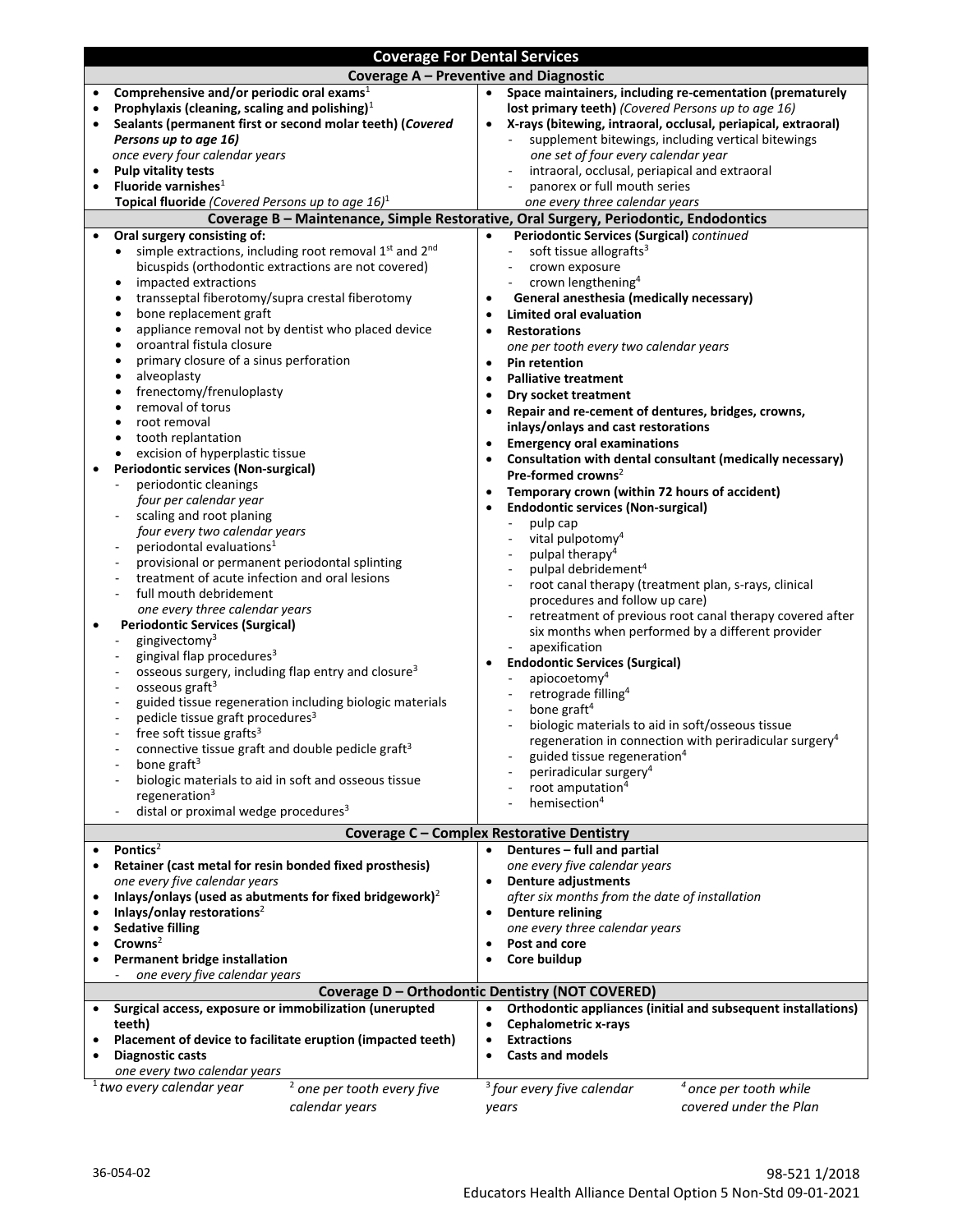## Coverage For Dental Services

### Coverage A – Preventive and Diagnostic

- **Comprehensive and/or periodic oral exams**[1]
- **Prophylaxis (cleaning, scaling and polishing)**[1]
- **Sealants (permanent first or second molar teeth) (*Covered Persons up to age 16)***
  *once every four calendar years*
- **Pulp vitality tests**
- **Fluoride varnishes**[1]
  **Topical fluoride** *(Covered Persons up to age 16)*[1]
- **Space maintainers, including re-cementation (prematurely lost primary teeth)** *(Covered Persons up to age 16)*
- **X-rays (bitewing, intraoral, occlusal, periapical, extraoral)**
  - supplement bitewings, including vertical bitewings
    *one set of four every calendar year*
  - intraoral, occlusal, periapical and extraoral
  - panorex or full mouth series
    *one every three calendar years*

### Coverage B – Maintenance, Simple Restorative, Oral Surgery, Periodontic, Endodontics

- **Oral surgery consisting of:**
  - simple extractions, including root removal 1st and 2nd bicuspids (orthodontic extractions are not covered)
  - impacted extractions
  - transseptal fiberotomy/supra crestal fiberotomy
  - bone replacement graft
  - appliance removal not by dentist who placed device
  - oroantral fistula closure
  - primary closure of a sinus perforation
  - alveoplasty
  - frenectomy/frenuloplasty
  - removal of torus
  - root removal
  - tooth replantation
  - excision of hyperplastic tissue
- **Periodontic services (Non-surgical)**
  - periodontic cleanings
    *four per calendar year*
  - scaling and root planing
    *four every two calendar years*
  - periodontal evaluations[1]
  - provisional or permanent periodontal splinting
  - treatment of acute infection and oral lesions
  - full mouth debridement
    *one every three calendar years*
- **Periodontic Services (Surgical)**
  - gingivectomy[3]
  - gingival flap procedures[3]
  - osseous surgery, including flap entry and closure[3]
  - osseous graft[3]
  - guided tissue regeneration including biologic materials
  - pedicle tissue graft procedures[3]
  - free soft tissue grafts[3]
  - connective tissue graft and double pedicle graft[3]
  - bone graft[3]
  - biologic materials to aid in soft and osseous tissue regeneration[3]
  - distal or proximal wedge procedures[3]
- **Periodontic Services (Surgical)** *continued*
  - soft tissue allografts[3]
  - crown exposure
  - crown lengthening[4]
- **General anesthesia (medically necessary)**
- **Limited oral evaluation**
- **Restorations**
  *one per tooth every two calendar years*
- **Pin retention**
- **Palliative treatment**
- **Dry socket treatment**
- **Repair and re-cement of dentures, bridges, crowns, inlays/onlays and cast restorations**
- **Emergency oral examinations**
- **Consultation with dental consultant (medically necessary)**
  **Pre-formed crowns**[2]
- **Temporary crown (within 72 hours of accident)**
- **Endodontic services (Non-surgical)**
  - pulp cap
  - vital pulpotomy[4]
  - pulpal therapy[4]
  - pulpal debridement[4]
  - root canal therapy (treatment plan, s-rays, clinical procedures and follow up care)
  - retreatment of previous root canal therapy covered after six months when performed by a different provider
  - apexification
- **Endodontic Services (Surgical)**
  - apiocoetomy[4]
  - retrograde filling[4]
  - bone graft[4]
  - biologic materials to aid in soft/osseous tissue regeneration in connection with periradicular surgery[4]
  - guided tissue regeneration[4]
  - periradicular surgery[4]
  - root amputation[4]
  - hemisection[4]

### Coverage C – Complex Restorative Dentistry

- **Pontics**[2]
- **Retainer (cast metal for resin bonded fixed prosthesis)**
  *one every five calendar years*
- **Inlays/onlays (used as abutments for fixed bridgework)**[2]
- **Inlays/onlay restorations**[2]
- **Sedative filling**
- **Crowns**[2]
- **Permanent bridge installation**
  - *one every five calendar years*
- **Dentures – full and partial**
  *one every five calendar years*
- **Denture adjustments**
  *after six months from the date of installation*
- **Denture relining**
  *one every three calendar years*
- **Post and core**
- **Core buildup**

### Coverage D – Orthodontic Dentistry (NOT COVERED)

- **Surgical access, exposure or immobilization (unerupted teeth)**
- **Placement of device to facilitate eruption (impacted teeth)**
- **Diagnostic casts**
  *one every two calendar years*
- **Orthodontic appliances (initial and subsequent installations)**
- **Cephalometric x-rays**
- **Extractions**
- **Casts and models**

[1] *two every calendar year* [2] *one per tooth every five calendar years* [3] *four every five calendar years* [4] *once per tooth while covered under the Plan*

36-054-02

98-521 1/2018
Educators Health Alliance Dental Option 5 Non-Std 09-01-2021